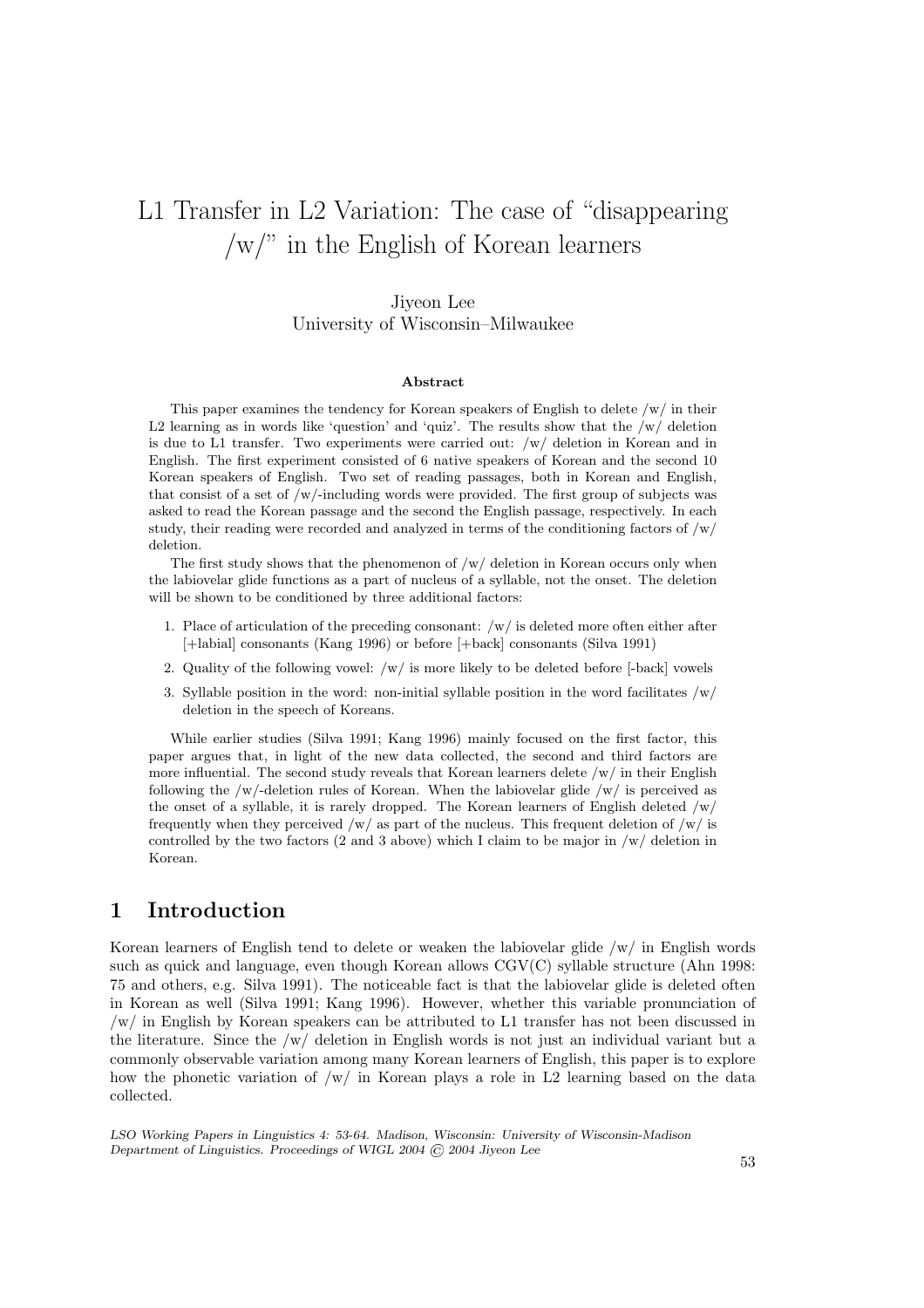# L1 Transfer in L2 Variation: The case of "disappearing /w/" in the English of Korean learners

Jiyeon Lee
University of Wisconsin–Milwaukee

**Abstract**

This paper examines the tendency for Korean speakers of English to delete /w/ in their L2 learning as in words like 'question' and 'quiz'. The results show that the /w/ deletion is due to L1 transfer. Two experiments were carried out: /w/ deletion in Korean and in English. The first experiment consisted of 6 native speakers of Korean and the second 10 Korean speakers of English. Two set of reading passages, both in Korean and English, that consist of a set of /w/-including words were provided. The first group of subjects was asked to read the Korean passage and the second the English passage, respectively. In each study, their reading were recorded and analyzed in terms of the conditioning factors of /w/ deletion.

The first study shows that the phenomenon of /w/ deletion in Korean occurs only when the labiovelar glide functions as a part of nucleus of a syllable, not the onset. The deletion will be shown to be conditioned by three additional factors:

1. Place of articulation of the preceding consonant: /w/ is deleted more often either after [+labial] consonants (Kang 1996) or before [+back] consonants (Silva 1991)
2. Quality of the following vowel: /w/ is more likely to be deleted before [-back] vowels
3. Syllable position in the word: non-initial syllable position in the word facilitates /w/ deletion in the speech of Koreans.

While earlier studies (Silva 1991; Kang 1996) mainly focused on the first factor, this paper argues that, in light of the new data collected, the second and third factors are more influential. The second study reveals that Korean learners delete /w/ in their English following the /w/-deletion rules of Korean. When the labiovelar glide /w/ is perceived as the onset of a syllable, it is rarely dropped. The Korean learners of English deleted /w/ frequently when they perceived /w/ as part of the nucleus. This frequent deletion of /w/ is controlled by the two factors (2 and 3 above) which I claim to be major in /w/ deletion in Korean.

## 1 Introduction

Korean learners of English tend to delete or weaken the labiovelar glide /w/ in English words such as quick and language, even though Korean allows CGV(C) syllable structure (Ahn 1998: 75 and others, e.g. Silva 1991). The noticeable fact is that the labiovelar glide is deleted often in Korean as well (Silva 1991; Kang 1996). However, whether this variable pronunciation of /w/ in English by Korean speakers can be attributed to L1 transfer has not been discussed in the literature. Since the /w/ deletion in English words is not just an individual variant but a commonly observable variation among many Korean learners of English, this paper is to explore how the phonetic variation of /w/ in Korean plays a role in L2 learning based on the data collected.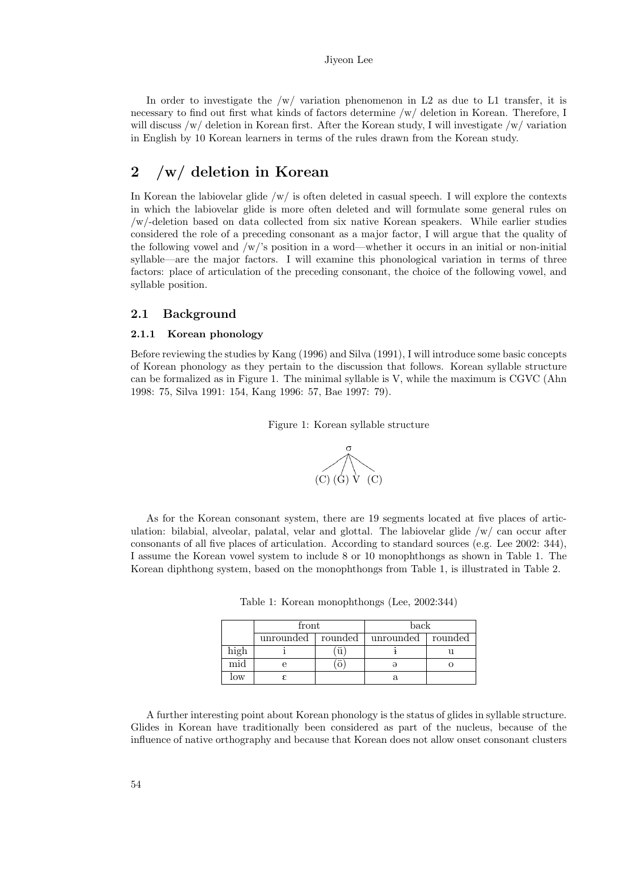In order to investigate the /w/ variation phenomenon in L2 as due to L1 transfer, it is necessary to find out first what kinds of factors determine /w/ deletion in Korean. Therefore, I will discuss /w/ deletion in Korean first. After the Korean study, I will investigate /w/ variation in English by 10 Korean learners in terms of the rules drawn from the Korean study.

## 2 /w/ deletion in Korean

In Korean the labiovelar glide /w/ is often deleted in casual speech. I will explore the contexts in which the labiovelar glide is more often deleted and will formulate some general rules on /w/-deletion based on data collected from six native Korean speakers. While earlier studies considered the role of a preceding consonant as a major factor, I will argue that the quality of the following vowel and /w/'s position in a word—whether it occurs in an initial or non-initial syllable—are the major factors. I will examine this phonological variation in terms of three factors: place of articulation of the preceding consonant, the choice of the following vowel, and syllable position.

### 2.1 Background

#### 2.1.1 Korean phonology

Before reviewing the studies by Kang (1996) and Silva (1991), I will introduce some basic concepts of Korean phonology as they pertain to the discussion that follows. Korean syllable structure can be formalized as in Figure 1. The minimal syllable is V, while the maximum is CGVC (Ahn 1998: 75, Silva 1991: 154, Kang 1996: 57, Bae 1997: 79).

Figure 1: Korean syllable structure

```
        σ
     /  / \  \
  (C) (G) V  (C)
```

As for the Korean consonant system, there are 19 segments located at five places of articulation: bilabial, alveolar, palatal, velar and glottal. The labiovelar glide /w/ can occur after consonants of all five places of articulation. According to standard sources (e.g. Lee 2002: 344), I assume the Korean vowel system to include 8 or 10 monophthongs as shown in Table 1. The Korean diphthong system, based on the monophthongs from Table 1, is illustrated in Table 2.

Table 1: Korean monophthongs (Lee, 2002:344)

| | front | | back | |
|---|---|---|---|---|
| | unrounded | rounded | unrounded | rounded |
| high | i | (ü) | ɨ | u |
| mid | e | (ö) | ə | o |
| low | ɛ | | a | |

A further interesting point about Korean phonology is the status of glides in syllable structure. Glides in Korean have traditionally been considered as part of the nucleus, because of the influence of native orthography and because that Korean does not allow onset consonant clusters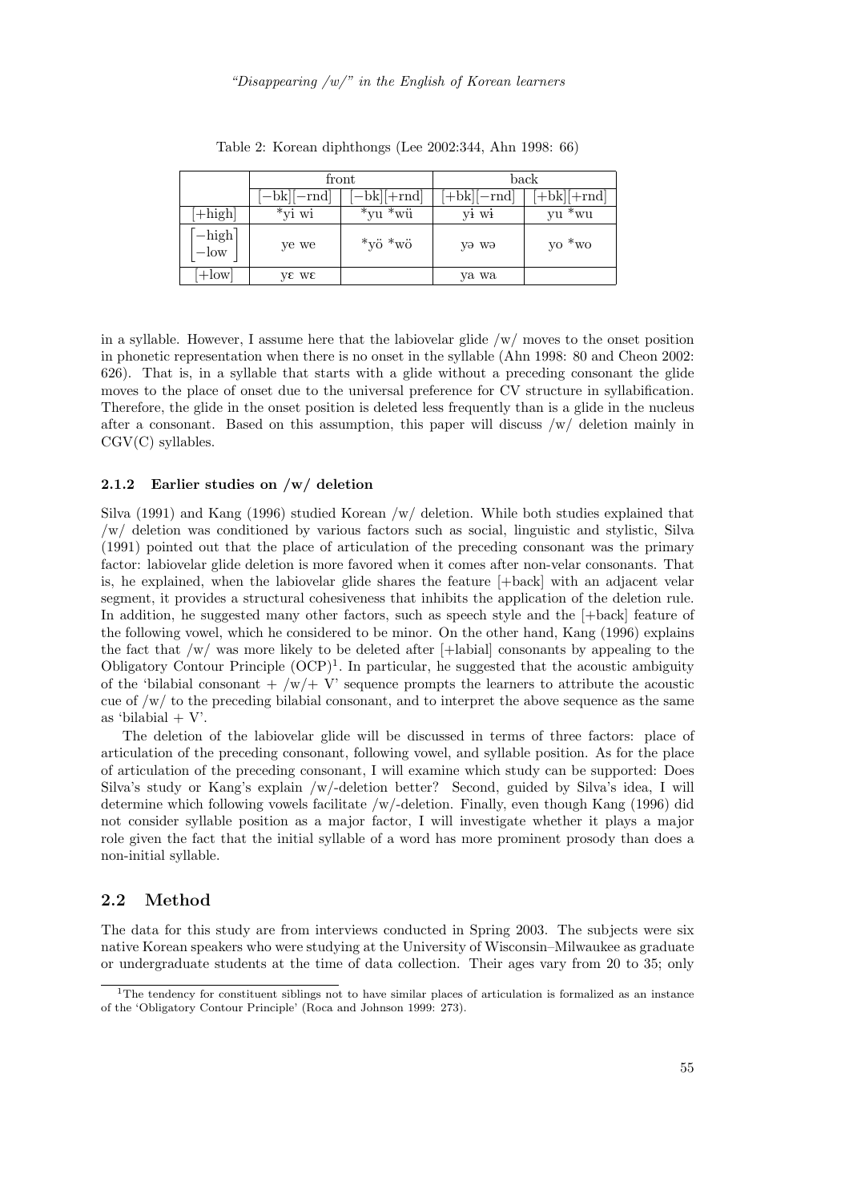Table 2: Korean diphthongs (Lee 2002:344, Ahn 1998: 66)

| | front | | back | |
|---|---|---|---|---|
| | [−bk][−rnd] | [−bk][+rnd] | [+bk][−rnd] | [+bk][+rnd] |
| [+high] | *yi wi | *yu *wü | yɨ wɨ | yu *wu |
| [−high, −low] | ye we | *yö *wö | yə wə | yo *wo |
| [+low] | yɛ wɛ | | ya wa | |

in a syllable. However, I assume here that the labiovelar glide /w/ moves to the onset position in phonetic representation when there is no onset in the syllable (Ahn 1998: 80 and Cheon 2002: 626). That is, in a syllable that starts with a glide without a preceding consonant the glide moves to the place of onset due to the universal preference for CV structure in syllabification. Therefore, the glide in the onset position is deleted less frequently than is a glide in the nucleus after a consonant. Based on this assumption, this paper will discuss /w/ deletion mainly in CGV(C) syllables.

### 2.1.2 Earlier studies on /w/ deletion

Silva (1991) and Kang (1996) studied Korean /w/ deletion. While both studies explained that /w/ deletion was conditioned by various factors such as social, linguistic and stylistic, Silva (1991) pointed out that the place of articulation of the preceding consonant was the primary factor: labiovelar glide deletion is more favored when it comes after non-velar consonants. That is, he explained, when the labiovelar glide shares the feature [+back] with an adjacent velar segment, it provides a structural cohesiveness that inhibits the application of the deletion rule. In addition, he suggested many other factors, such as speech style and the [+back] feature of the following vowel, which he considered to be minor. On the other hand, Kang (1996) explains the fact that /w/ was more likely to be deleted after [+labial] consonants by appealing to the Obligatory Contour Principle (OCP)[1]. In particular, he suggested that the acoustic ambiguity of the 'bilabial consonant + /w/+ V' sequence prompts the learners to attribute the acoustic cue of /w/ to the preceding bilabial consonant, and to interpret the above sequence as the same as 'bilabial + V'.

The deletion of the labiovelar glide will be discussed in terms of three factors: place of articulation of the preceding consonant, following vowel, and syllable position. As for the place of articulation of the preceding consonant, I will examine which study can be supported: Does Silva's study or Kang's explain /w/-deletion better? Second, guided by Silva's idea, I will determine which following vowels facilitate /w/-deletion. Finally, even though Kang (1996) did not consider syllable position as a major factor, I will investigate whether it plays a major role given the fact that the initial syllable of a word has more prominent prosody than does a non-initial syllable.

## 2.2 Method

The data for this study are from interviews conducted in Spring 2003. The subjects were six native Korean speakers who were studying at the University of Wisconsin–Milwaukee as graduate or undergraduate students at the time of data collection. Their ages vary from 20 to 35; only

[1] The tendency for constituent siblings not to have similar places of articulation is formalized as an instance of the 'Obligatory Contour Principle' (Roca and Johnson 1999: 273).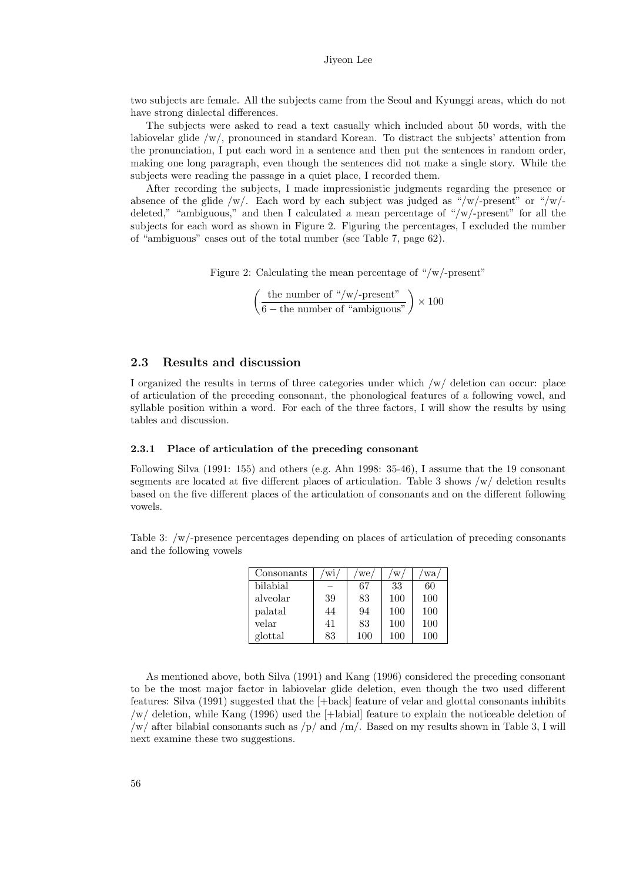two subjects are female. All the subjects came from the Seoul and Kyunggi areas, which do not have strong dialectal differences.

The subjects were asked to read a text casually which included about 50 words, with the labiovelar glide /w/, pronounced in standard Korean. To distract the subjects' attention from the pronunciation, I put each word in a sentence and then put the sentences in random order, making one long paragraph, even though the sentences did not make a single story. While the subjects were reading the passage in a quiet place, I recorded them.

After recording the subjects, I made impressionistic judgments regarding the presence or absence of the glide /w/. Each word by each subject was judged as "/w/-present" or "/w/-deleted," "ambiguous," and then I calculated a mean percentage of "/w/-present" for all the subjects for each word as shown in Figure 2. Figuring the percentages, I excluded the number of "ambiguous" cases out of the total number (see Table 7, page 62).

Figure 2: Calculating the mean percentage of "/w/-present"

$$\left(\frac{\text{the number of "/w/-present"}}{6 - \text{the number of "ambiguous"}}\right) \times 100$$

### 2.3 Results and discussion

I organized the results in terms of three categories under which /w/ deletion can occur: place of articulation of the preceding consonant, the phonological features of a following vowel, and syllable position within a word. For each of the three factors, I will show the results by using tables and discussion.

#### 2.3.1 Place of articulation of the preceding consonant

Following Silva (1991: 155) and others (e.g. Ahn 1998: 35-46), I assume that the 19 consonant segments are located at five different places of articulation. Table 3 shows /w/ deletion results based on the five different places of the articulation of consonants and on the different following vowels.

Table 3: /w/-presence percentages depending on places of articulation of preceding consonants and the following vowels

| Consonants | /wi/ | /we/ | /w/ | /wa/ |
|---|---|---|---|---|
| bilabial | – | 67 | 33 | 60 |
| alveolar | 39 | 83 | 100 | 100 |
| palatal | 44 | 94 | 100 | 100 |
| velar | 41 | 83 | 100 | 100 |
| glottal | 83 | 100 | 100 | 100 |

As mentioned above, both Silva (1991) and Kang (1996) considered the preceding consonant to be the most major factor in labiovelar glide deletion, even though the two used different features: Silva (1991) suggested that the [+back] feature of velar and glottal consonants inhibits /w/ deletion, while Kang (1996) used the [+labial] feature to explain the noticeable deletion of /w/ after bilabial consonants such as /p/ and /m/. Based on my results shown in Table 3, I will next examine these two suggestions.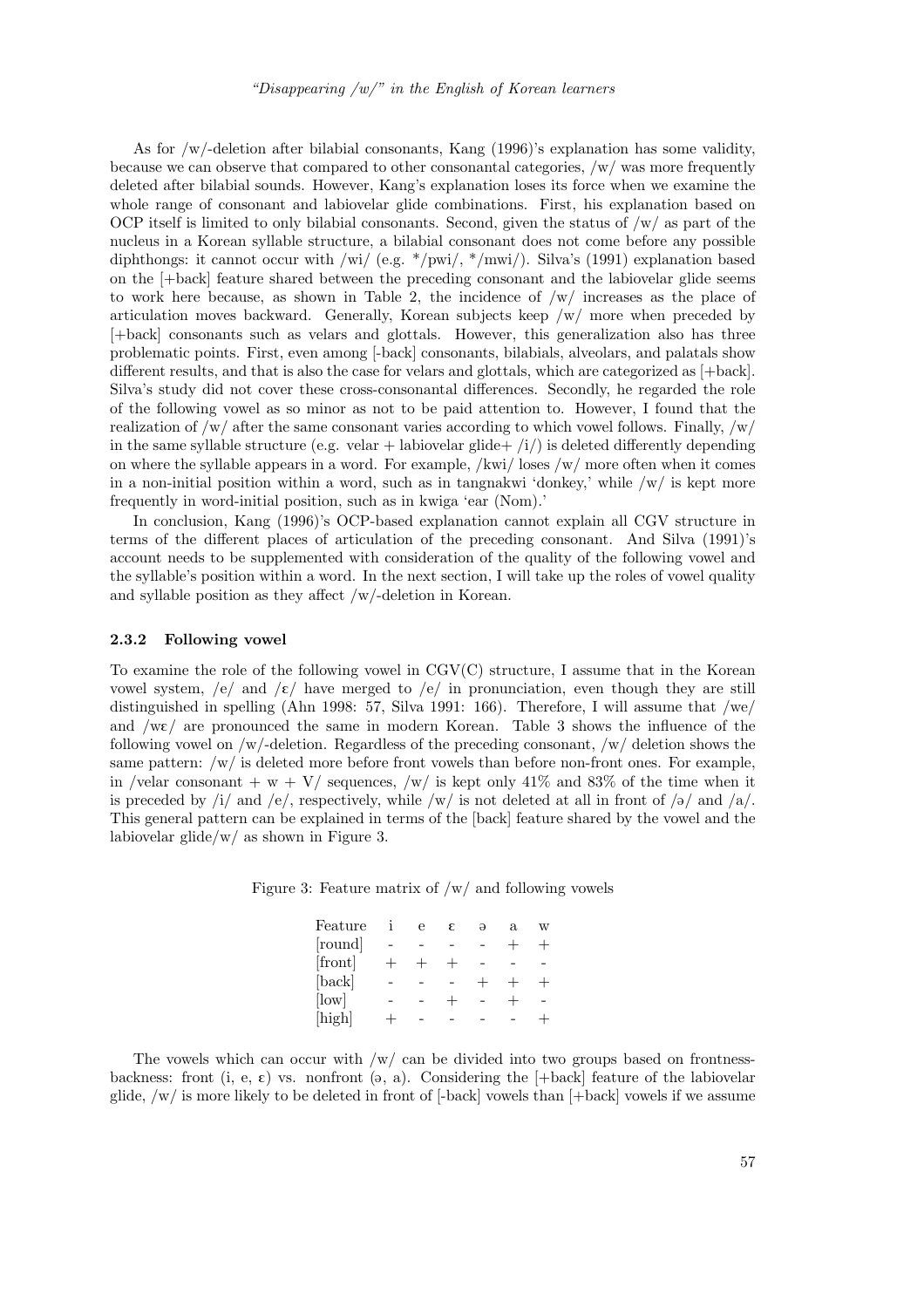As for /w/-deletion after bilabial consonants, Kang (1996)'s explanation has some validity, because we can observe that compared to other consonantal categories, /w/ was more frequently deleted after bilabial sounds. However, Kang's explanation loses its force when we examine the whole range of consonant and labiovelar glide combinations. First, his explanation based on OCP itself is limited to only bilabial consonants. Second, given the status of /w/ as part of the nucleus in a Korean syllable structure, a bilabial consonant does not come before any possible diphthongs: it cannot occur with /wi/ (e.g. */pwi/, */mwi/). Silva's (1991) explanation based on the [+back] feature shared between the preceding consonant and the labiovelar glide seems to work here because, as shown in Table 2, the incidence of /w/ increases as the place of articulation moves backward. Generally, Korean subjects keep /w/ more when preceded by [+back] consonants such as velars and glottals. However, this generalization also has three problematic points. First, even among [-back] consonants, bilabials, alveolars, and palatals show different results, and that is also the case for velars and glottals, which are categorized as [+back]. Silva's study did not cover these cross-consonantal differences. Secondly, he regarded the role of the following vowel as so minor as not to be paid attention to. However, I found that the realization of /w/ after the same consonant varies according to which vowel follows. Finally, /w/ in the same syllable structure (e.g. velar + labiovelar glide+ /i/) is deleted differently depending on where the syllable appears in a word. For example, /kwi/ loses /w/ more often when it comes in a non-initial position within a word, such as in tangnakwi 'donkey,' while /w/ is kept more frequently in word-initial position, such as in kwiga 'ear (Nom).'

In conclusion, Kang (1996)'s OCP-based explanation cannot explain all CGV structure in terms of the different places of articulation of the preceding consonant. And Silva (1991)'s account needs to be supplemented with consideration of the quality of the following vowel and the syllable's position within a word. In the next section, I will take up the roles of vowel quality and syllable position as they affect /w/-deletion in Korean.

### 2.3.2 Following vowel

To examine the role of the following vowel in CGV(C) structure, I assume that in the Korean vowel system, /e/ and /ɛ/ have merged to /e/ in pronunciation, even though they are still distinguished in spelling (Ahn 1998: 57, Silva 1991: 166). Therefore, I will assume that /we/ and /wɛ/ are pronounced the same in modern Korean. Table 3 shows the influence of the following vowel on /w/-deletion. Regardless of the preceding consonant, /w/ deletion shows the same pattern: /w/ is deleted more before front vowels than before non-front ones. For example, in /velar consonant + w + V/ sequences, /w/ is kept only 41% and 83% of the time when it is preceded by /i/ and /e/, respectively, while /w/ is not deleted at all in front of /ə/ and /a/. This general pattern can be explained in terms of the [back] feature shared by the vowel and the labiovelar glide/w/ as shown in Figure 3.

Figure 3: Feature matrix of /w/ and following vowels

| Feature | i | e | ɛ | ə | a | w |
|---|---|---|---|---|---|---|
| [round] | - | - | - | - | + | + |
| [front] | + | + | + | - | - | - |
| [back] | - | - | - | + | + | + |
| [low] | - | - | + | - | + | - |
| [high] | + | - | - | - | - | + |

The vowels which can occur with /w/ can be divided into two groups based on frontness-backness: front (i, e, ɛ) vs. nonfront (ə, a). Considering the [+back] feature of the labiovelar glide, /w/ is more likely to be deleted in front of [-back] vowels than [+back] vowels if we assume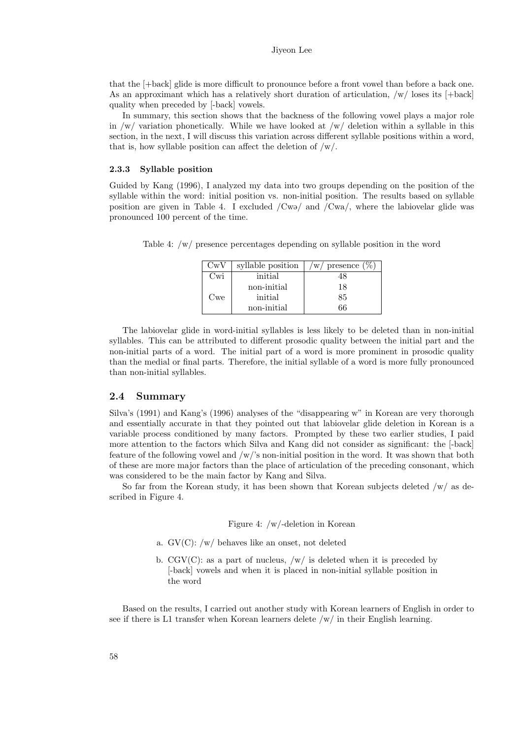that the [+back] glide is more difficult to pronounce before a front vowel than before a back one. As an approximant which has a relatively short duration of articulation, /w/ loses its [+back] quality when preceded by [-back] vowels.

In summary, this section shows that the backness of the following vowel plays a major role in /w/ variation phonetically. While we have looked at /w/ deletion within a syllable in this section, in the next, I will discuss this variation across different syllable positions within a word, that is, how syllable position can affect the deletion of /w/.

### 2.3.3 Syllable position

Guided by Kang (1996), I analyzed my data into two groups depending on the position of the syllable within the word: initial position vs. non-initial position. The results based on syllable position are given in Table 4. I excluded /Cwə/ and /Cwa/, where the labiovelar glide was pronounced 100 percent of the time.

Table 4: /w/ presence percentages depending on syllable position in the word

| CwV | syllable position | /w/ presence (%) |
|---|---|---|
| Cwi | initial | 48 |
| | non-initial | 18 |
| Cwe | initial | 85 |
| | non-initial | 66 |

The labiovelar glide in word-initial syllables is less likely to be deleted than in non-initial syllables. This can be attributed to different prosodic quality between the initial part and the non-initial parts of a word. The initial part of a word is more prominent in prosodic quality than the medial or final parts. Therefore, the initial syllable of a word is more fully pronounced than non-initial syllables.

## 2.4 Summary

Silva's (1991) and Kang's (1996) analyses of the "disappearing w" in Korean are very thorough and essentially accurate in that they pointed out that labiovelar glide deletion in Korean is a variable process conditioned by many factors. Prompted by these two earlier studies, I paid more attention to the factors which Silva and Kang did not consider as significant: the [-back] feature of the following vowel and /w/'s non-initial position in the word. It was shown that both of these are more major factors than the place of articulation of the preceding consonant, which was considered to be the main factor by Kang and Silva.

So far from the Korean study, it has been shown that Korean subjects deleted /w/ as described in Figure 4.

Figure 4: /w/-deletion in Korean

a. GV(C): /w/ behaves like an onset, not deleted

b. CGV(C): as a part of nucleus, /w/ is deleted when it is preceded by [-back] vowels and when it is placed in non-initial syllable position in the word

Based on the results, I carried out another study with Korean learners of English in order to see if there is L1 transfer when Korean learners delete /w/ in their English learning.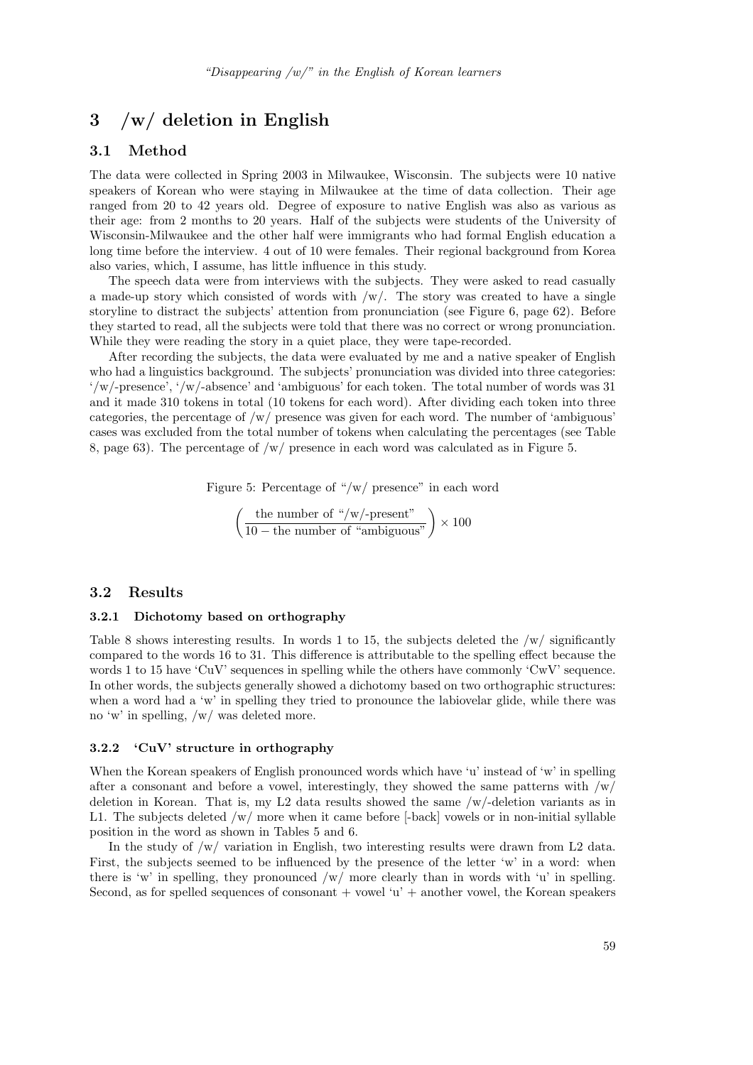## 3 /w/ deletion in English

### 3.1 Method

The data were collected in Spring 2003 in Milwaukee, Wisconsin. The subjects were 10 native speakers of Korean who were staying in Milwaukee at the time of data collection. Their age ranged from 20 to 42 years old. Degree of exposure to native English was also as various as their age: from 2 months to 20 years. Half of the subjects were students of the University of Wisconsin-Milwaukee and the other half were immigrants who had formal English education a long time before the interview. 4 out of 10 were females. Their regional background from Korea also varies, which, I assume, has little influence in this study.

The speech data were from interviews with the subjects. They were asked to read casually a made-up story which consisted of words with /w/. The story was created to have a single storyline to distract the subjects' attention from pronunciation (see Figure 6, page 62). Before they started to read, all the subjects were told that there was no correct or wrong pronunciation. While they were reading the story in a quiet place, they were tape-recorded.

After recording the subjects, the data were evaluated by me and a native speaker of English who had a linguistics background. The subjects' pronunciation was divided into three categories: '/w/-presence', '/w/-absence' and 'ambiguous' for each token. The total number of words was 31 and it made 310 tokens in total (10 tokens for each word). After dividing each token into three categories, the percentage of /w/ presence was given for each word. The number of 'ambiguous' cases was excluded from the total number of tokens when calculating the percentages (see Table 8, page 63). The percentage of /w/ presence in each word was calculated as in Figure 5.

Figure 5: Percentage of "/w/ presence" in each word

$$\left(\frac{\text{the number of "/w/-present"}}{10 - \text{the number of "ambiguous"}}\right) \times 100$$

### 3.2 Results

#### 3.2.1 Dichotomy based on orthography

Table 8 shows interesting results. In words 1 to 15, the subjects deleted the /w/ significantly compared to the words 16 to 31. This difference is attributable to the spelling effect because the words 1 to 15 have 'CuV' sequences in spelling while the others have commonly 'CwV' sequence. In other words, the subjects generally showed a dichotomy based on two orthographic structures: when a word had a 'w' in spelling they tried to pronounce the labiovelar glide, while there was no 'w' in spelling, /w/ was deleted more.

#### 3.2.2 'CuV' structure in orthography

When the Korean speakers of English pronounced words which have 'u' instead of 'w' in spelling after a consonant and before a vowel, interestingly, they showed the same patterns with /w/ deletion in Korean. That is, my L2 data results showed the same /w/-deletion variants as in L1. The subjects deleted /w/ more when it came before [-back] vowels or in non-initial syllable position in the word as shown in Tables 5 and 6.

In the study of /w/ variation in English, two interesting results were drawn from L2 data. First, the subjects seemed to be influenced by the presence of the letter 'w' in a word: when there is 'w' in spelling, they pronounced /w/ more clearly than in words with 'u' in spelling. Second, as for spelled sequences of consonant + vowel 'u' + another vowel, the Korean speakers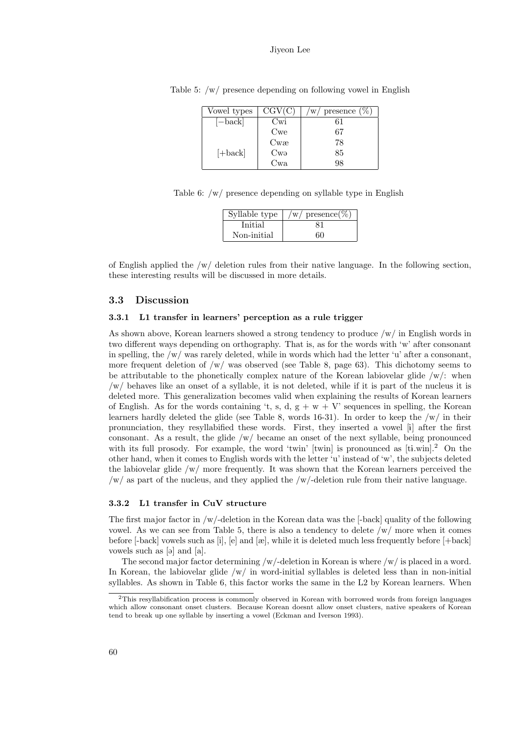Table 5: /w/ presence depending on following vowel in English

| Vowel types | CGV(C) | /w/ presence (%) |
|---|---|---|
| [−back] | Cwi | 61 |
| | Cwe | 67 |
| | Cwæ | 78 |
| [+back] | Cwə | 85 |
| | Cwa | 98 |

Table 6: /w/ presence depending on syllable type in English

| Syllable type | /w/ presence(%) |
|---|---|
| Initial | 81 |
| Non-initial | 60 |

of English applied the /w/ deletion rules from their native language. In the following section, these interesting results will be discussed in more details.

### 3.3 Discussion

#### 3.3.1 L1 transfer in learners' perception as a rule trigger

As shown above, Korean learners showed a strong tendency to produce /w/ in English words in two different ways depending on orthography. That is, as for the words with 'w' after consonant in spelling, the /w/ was rarely deleted, while in words which had the letter 'u' after a consonant, more frequent deletion of /w/ was observed (see Table 8, page 63). This dichotomy seems to be attributable to the phonetically complex nature of the Korean labiovelar glide /w/: when /w/ behaves like an onset of a syllable, it is not deleted, while if it is part of the nucleus it is deleted more. This generalization becomes valid when explaining the results of Korean learners of English. As for the words containing 't, s, d, g + w + V' sequences in spelling, the Korean learners hardly deleted the glide (see Table 8, words 16-31). In order to keep the /w/ in their pronunciation, they resyllabified these words. First, they inserted a vowel [ɨ] after the first consonant. As a result, the glide /w/ became an onset of the next syllable, being pronounced with its full prosody. For example, the word 'twin' [twin] is pronounced as [ti.win].[2] On the other hand, when it comes to English words with the letter 'u' instead of 'w', the subjects deleted the labiovelar glide /w/ more frequently. It was shown that the Korean learners perceived the /w/ as part of the nucleus, and they applied the /w/-deletion rule from their native language.

#### 3.3.2 L1 transfer in CuV structure

The first major factor in /w/-deletion in the Korean data was the [-back] quality of the following vowel. As we can see from Table 5, there is also a tendency to delete /w/ more when it comes before [-back] vowels such as [i], [e] and [æ], while it is deleted much less frequently before [+back] vowels such as [ə] and [a].

The second major factor determining /w/-deletion in Korean is where /w/ is placed in a word. In Korean, the labiovelar glide /w/ in word-initial syllables is deleted less than in non-initial syllables. As shown in Table 6, this factor works the same in the L2 by Korean learners. When

[2] This resyllabification process is commonly observed in Korean with borrowed words from foreign languages which allow consonant onset clusters. Because Korean doesnt allow onset clusters, native speakers of Korean tend to break up one syllable by inserting a vowel (Eckman and Iverson 1993).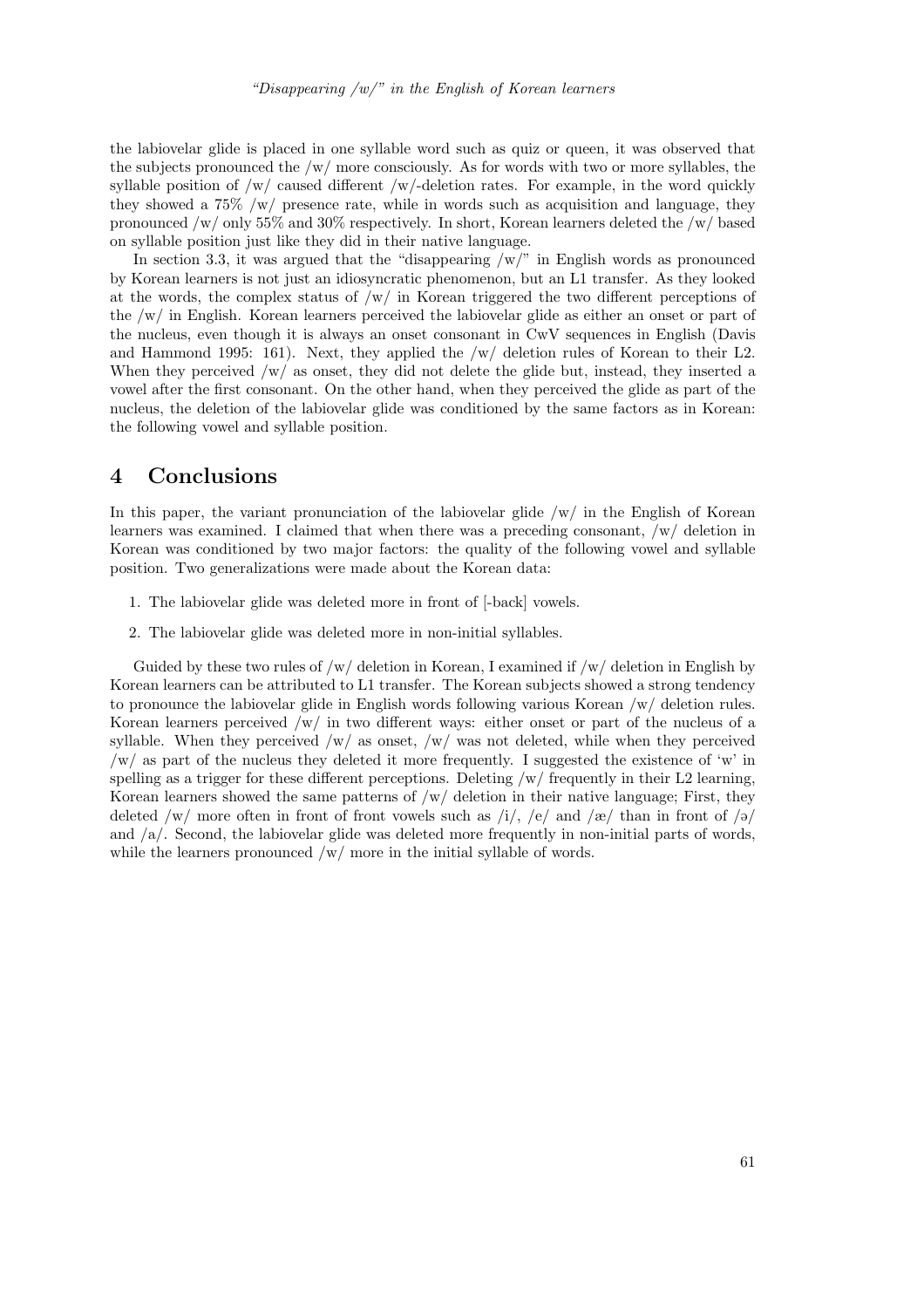the labiovelar glide is placed in one syllable word such as quiz or queen, it was observed that the subjects pronounced the /w/ more consciously. As for words with two or more syllables, the syllable position of /w/ caused different /w/-deletion rates. For example, in the word quickly they showed a 75% /w/ presence rate, while in words such as acquisition and language, they pronounced /w/ only 55% and 30% respectively. In short, Korean learners deleted the /w/ based on syllable position just like they did in their native language.

In section 3.3, it was argued that the "disappearing /w/" in English words as pronounced by Korean learners is not just an idiosyncratic phenomenon, but an L1 transfer. As they looked at the words, the complex status of /w/ in Korean triggered the two different perceptions of the /w/ in English. Korean learners perceived the labiovelar glide as either an onset or part of the nucleus, even though it is always an onset consonant in CwV sequences in English (Davis and Hammond 1995: 161). Next, they applied the /w/ deletion rules of Korean to their L2. When they perceived /w/ as onset, they did not delete the glide but, instead, they inserted a vowel after the first consonant. On the other hand, when they perceived the glide as part of the nucleus, the deletion of the labiovelar glide was conditioned by the same factors as in Korean: the following vowel and syllable position.

## 4 Conclusions

In this paper, the variant pronunciation of the labiovelar glide /w/ in the English of Korean learners was examined. I claimed that when there was a preceding consonant, /w/ deletion in Korean was conditioned by two major factors: the quality of the following vowel and syllable position. Two generalizations were made about the Korean data:

1. The labiovelar glide was deleted more in front of [-back] vowels.
2. The labiovelar glide was deleted more in non-initial syllables.

Guided by these two rules of /w/ deletion in Korean, I examined if /w/ deletion in English by Korean learners can be attributed to L1 transfer. The Korean subjects showed a strong tendency to pronounce the labiovelar glide in English words following various Korean /w/ deletion rules. Korean learners perceived /w/ in two different ways: either onset or part of the nucleus of a syllable. When they perceived /w/ as onset, /w/ was not deleted, while when they perceived /w/ as part of the nucleus they deleted it more frequently. I suggested the existence of 'w' in spelling as a trigger for these different perceptions. Deleting /w/ frequently in their L2 learning, Korean learners showed the same patterns of /w/ deletion in their native language; First, they deleted /w/ more often in front of front vowels such as /i/, /e/ and /æ/ than in front of /ə/ and /a/. Second, the labiovelar glide was deleted more frequently in non-initial parts of words, while the learners pronounced /w/ more in the initial syllable of words.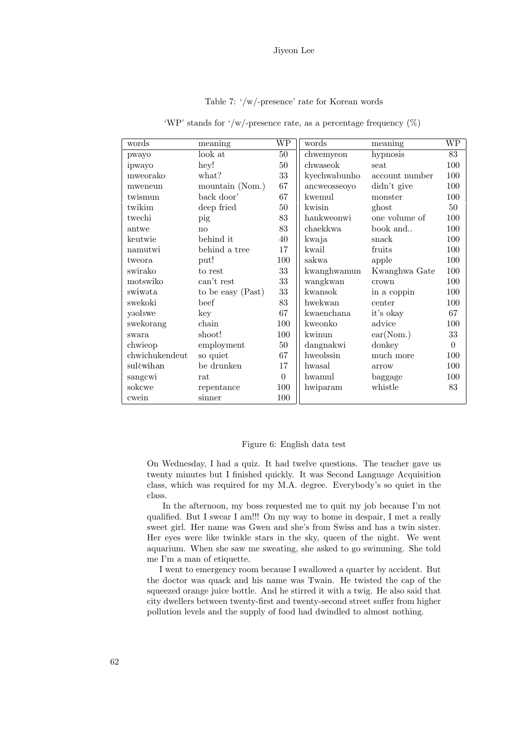Table 7: '/w/-presence' rate for Korean words

'WP' stands for '/w/-presence rate, as a percentage frequency (%)

| words | meaning | WP | words | meaning | WP |
|---|---|---|---|---|---|
| pwayo | look at | 50 | chwemyeon | hypnosis | 83 |
| ipwayo | hey! | 50 | chwaseok | seat | 100 |
| mweorako | what? | 33 | kyechwabunho | account number | 100 |
| mweneun | mountain (Nom.) | 67 | ancweosseoyo | didn't give | 100 |
| twismun | back door' | 67 | kwemul | monster | 100 |
| twikim | deep fried | 50 | kwisin | ghost | 50 |
| twechi | pig | 83 | hankweonwi | one volume of | 100 |
| antwe | no | 83 | chaekkwa | book and.. | 100 |
| keutwie | behind it | 40 | kwaja | snack | 100 |
| namutwi | behind a tree | 17 | kwail | fruits | 100 |
| tweora | put! | 100 | sakwa | apple | 100 |
| swirako | to rest | 33 | kwanghwamun | Kwanghwa Gate | 100 |
| motswiko | can't rest | 33 | wangkwan | crown | 100 |
| swiwəta | to be easy (Past) | 33 | kwansok | in a coppin | 100 |
| swekoki | beef | 83 | hwekwan | center | 100 |
| yəolswe | key | 67 | kwaenchana | it's okay | 67 |
| swekorang | chain | 100 | kweonko | advice | 100 |
| swara | shoot! | 100 | kwinun | ear(Nom.) | 33 |
| chwieop | employment | 50 | dangnakwi | donkey | 0 |
| chwichukendeut | so quiet | 67 | hweolssin | much more | 100 |
| sulčwihan | be drunken | 17 | hwasal | arrow | 100 |
| sangcwi | rat | 0 | hwamul | baggage | 100 |
| sokcwe | repentance | 100 | hwiparam | whistle | 83 |
| cwein | sinner | 100 | | | |

Figure 6: English data test

On Wednesday, I had a quiz. It had twelve questions. The teacher gave us twenty minutes but I finished quickly. It was Second Language Acquisition class, which was required for my M.A. degree. Everybody's so quiet in the class.

In the afternoon, my boss requested me to quit my job because I'm not qualified. But I swear I am!!! On my way to home in despair, I met a really sweet girl. Her name was Gwen and she's from Swiss and has a twin sister. Her eyes were like twinkle stars in the sky, queen of the night. We went aquarium. When she saw me sweating, she asked to go swimming. She told me I'm a man of etiquette.

I went to emergency room because I swallowed a quarter by accident. But the doctor was quack and his name was Twain. He twisted the cap of the squeezed orange juice bottle. And he stirred it with a twig. He also said that city dwellers between twenty-first and twenty-second street suffer from higher pollution levels and the supply of food had dwindled to almost nothing.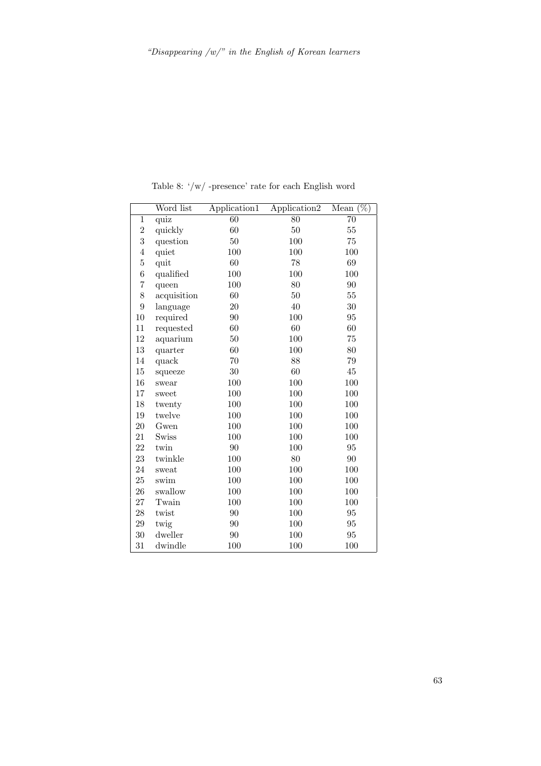Table 8: '/w/ -presence' rate for each English word

| | Word list | Application1 | Application2 | Mean (%) |
|---|---|---|---|---|
| 1 | quiz | 60 | 80 | 70 |
| 2 | quickly | 60 | 50 | 55 |
| 3 | question | 50 | 100 | 75 |
| 4 | quiet | 100 | 100 | 100 |
| 5 | quit | 60 | 78 | 69 |
| 6 | qualified | 100 | 100 | 100 |
| 7 | queen | 100 | 80 | 90 |
| 8 | acquisition | 60 | 50 | 55 |
| 9 | language | 20 | 40 | 30 |
| 10 | required | 90 | 100 | 95 |
| 11 | requested | 60 | 60 | 60 |
| 12 | aquarium | 50 | 100 | 75 |
| 13 | quarter | 60 | 100 | 80 |
| 14 | quack | 70 | 88 | 79 |
| 15 | squeeze | 30 | 60 | 45 |
| 16 | swear | 100 | 100 | 100 |
| 17 | sweet | 100 | 100 | 100 |
| 18 | twenty | 100 | 100 | 100 |
| 19 | twelve | 100 | 100 | 100 |
| 20 | Gwen | 100 | 100 | 100 |
| 21 | Swiss | 100 | 100 | 100 |
| 22 | twin | 90 | 100 | 95 |
| 23 | twinkle | 100 | 80 | 90 |
| 24 | sweat | 100 | 100 | 100 |
| 25 | swim | 100 | 100 | 100 |
| 26 | swallow | 100 | 100 | 100 |
| 27 | Twain | 100 | 100 | 100 |
| 28 | twist | 90 | 100 | 95 |
| 29 | twig | 90 | 100 | 95 |
| 30 | dweller | 90 | 100 | 95 |
| 31 | dwindle | 100 | 100 | 100 |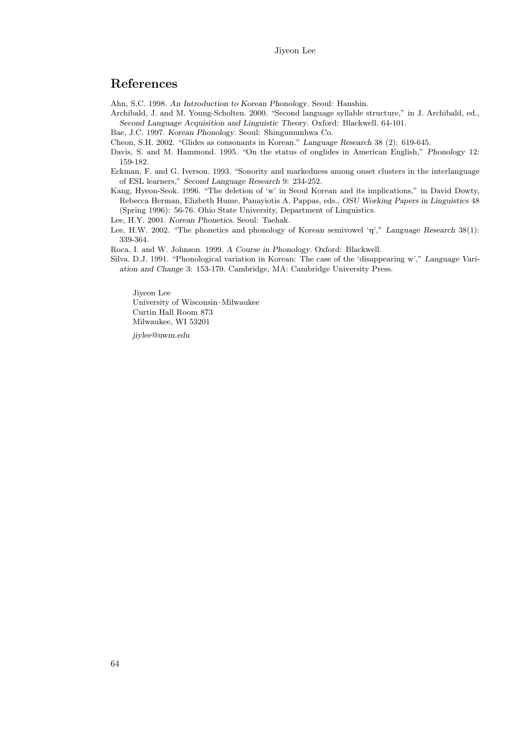## References

Ahn, S.C. 1998. *An Introduction to Korean Phonology*. Seoul: Hanshin.

Archibald, J. and M. Young-Scholten. 2000. "Second language syllable structure," in J. Archibald, ed., *Second Language Acquisition and Linguistic Theory*. Oxford: Blackwell. 64-101.

Bae, J.C. 1997. *Korean Phonology*. Seoul: Shingumunhwa Co.

Cheon, S.H. 2002. "Glides as consonants in Korean." *Language Research* 38 (2): 619-645.

Davis, S. and M. Hammond. 1995. "On the status of onglides in American English," *Phonology* 12: 159-182.

Eckman, F. and G. Iverson. 1993. "Sonority and markedness among onset clusters in the interlanguage of ESL learners," *Second Language Research* 9: 234-252.

Kang, Hyeon-Seok. 1996. "The deletion of 'w' in Seoul Korean and its implications," in David Dowty, Rebecca Herman, Elizbeth Hume, Panayiotis A. Pappas, eds., *OSU Working Papers in Linguistics* 48 (Spring 1996): 56-76. Ohio State University, Department of Linguistics.

Lee, H.Y. 2001. *Korean Phonetics*. Seoul: Taehak.

Lee, H.W. 2002. "The phonetics and phonology of Korean semivowel 'ɥ'," *Language Research* 38(1): 339-364.

Roca, I. and W. Johnson. 1999. *A Course in Phonology*. Oxford: Blackwell.

Silva. D.J. 1991. "Phonological variation in Korean: The case of the 'disappearing w'," *Language Variation and Change* 3: 153-170. Cambridge, MA: Cambridge University Press.

Jiyeon Lee
University of Wisconsin–Milwaukee
Curtin Hall Room 873
Milwaukee, WI 53201

*jiylee@uwm.edu*